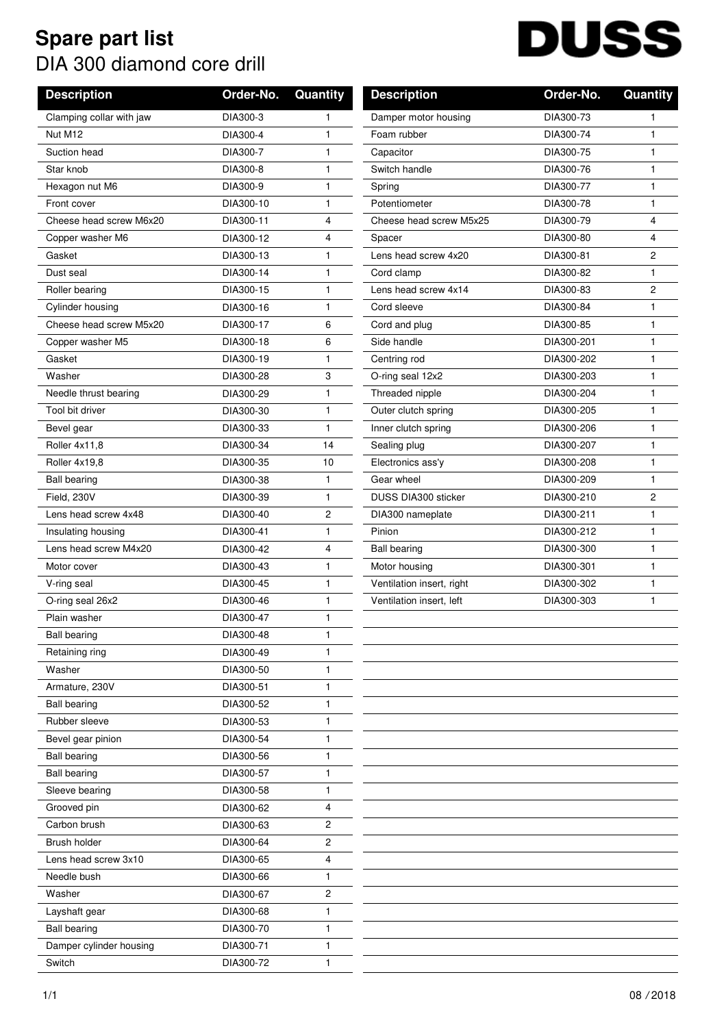# Spare part list

## DIA 300 diamond core drill

DUSS

| Description | Order-No. | Quantity |
|---|---|---|
| Clamping collar with jaw | DIA300-3 | 1 |
| Nut M12 | DIA300-4 | 1 |
| Suction head | DIA300-7 | 1 |
| Star knob | DIA300-8 | 1 |
| Hexagon nut M6 | DIA300-9 | 1 |
| Front cover | DIA300-10 | 1 |
| Cheese head screw M6x20 | DIA300-11 | 4 |
| Copper washer M6 | DIA300-12 | 4 |
| Gasket | DIA300-13 | 1 |
| Dust seal | DIA300-14 | 1 |
| Roller bearing | DIA300-15 | 1 |
| Cylinder housing | DIA300-16 | 1 |
| Cheese head screw M5x20 | DIA300-17 | 6 |
| Copper washer M5 | DIA300-18 | 6 |
| Gasket | DIA300-19 | 1 |
| Washer | DIA300-28 | 3 |
| Needle thrust bearing | DIA300-29 | 1 |
| Tool bit driver | DIA300-30 | 1 |
| Bevel gear | DIA300-33 | 1 |
| Roller 4x11,8 | DIA300-34 | 14 |
| Roller 4x19,8 | DIA300-35 | 10 |
| Ball bearing | DIA300-38 | 1 |
| Field, 230V | DIA300-39 | 1 |
| Lens head screw 4x48 | DIA300-40 | 2 |
| Insulating housing | DIA300-41 | 1 |
| Lens head screw M4x20 | DIA300-42 | 4 |
| Motor cover | DIA300-43 | 1 |
| V-ring seal | DIA300-45 | 1 |
| O-ring seal 26x2 | DIA300-46 | 1 |
| Plain washer | DIA300-47 | 1 |
| Ball bearing | DIA300-48 | 1 |
| Retaining ring | DIA300-49 | 1 |
| Washer | DIA300-50 | 1 |
| Armature, 230V | DIA300-51 | 1 |
| Ball bearing | DIA300-52 | 1 |
| Rubber sleeve | DIA300-53 | 1 |
| Bevel gear pinion | DIA300-54 | 1 |
| Ball bearing | DIA300-56 | 1 |
| Ball bearing | DIA300-57 | 1 |
| Sleeve bearing | DIA300-58 | 1 |
| Grooved pin | DIA300-62 | 4 |
| Carbon brush | DIA300-63 | 2 |
| Brush holder | DIA300-64 | 2 |
| Lens head screw 3x10 | DIA300-65 | 4 |
| Needle bush | DIA300-66 | 1 |
| Washer | DIA300-67 | 2 |
| Layshaft gear | DIA300-68 | 1 |
| Ball bearing | DIA300-70 | 1 |
| Damper cylinder housing | DIA300-71 | 1 |
| Switch | DIA300-72 | 1 |
| Damper motor housing | DIA300-73 | 1 |
| Foam rubber | DIA300-74 | 1 |
| Capacitor | DIA300-75 | 1 |
| Switch handle | DIA300-76 | 1 |
| Spring | DIA300-77 | 1 |
| Potentiometer | DIA300-78 | 1 |
| Cheese head screw M5x25 | DIA300-79 | 4 |
| Spacer | DIA300-80 | 4 |
| Lens head screw 4x20 | DIA300-81 | 2 |
| Cord clamp | DIA300-82 | 1 |
| Lens head screw 4x14 | DIA300-83 | 2 |
| Cord sleeve | DIA300-84 | 1 |
| Cord and plug | DIA300-85 | 1 |
| Side handle | DIA300-201 | 1 |
| Centring rod | DIA300-202 | 1 |
| O-ring seal 12x2 | DIA300-203 | 1 |
| Threaded nipple | DIA300-204 | 1 |
| Outer clutch spring | DIA300-205 | 1 |
| Inner clutch spring | DIA300-206 | 1 |
| Sealing plug | DIA300-207 | 1 |
| Electronics ass'y | DIA300-208 | 1 |
| Gear wheel | DIA300-209 | 1 |
| DUSS DIA300 sticker | DIA300-210 | 2 |
| DIA300 nameplate | DIA300-211 | 1 |
| Pinion | DIA300-212 | 1 |
| Ball bearing | DIA300-300 | 1 |
| Motor housing | DIA300-301 | 1 |
| Ventilation insert, right | DIA300-302 | 1 |
| Ventilation insert, left | DIA300-303 | 1 |

08 / 2018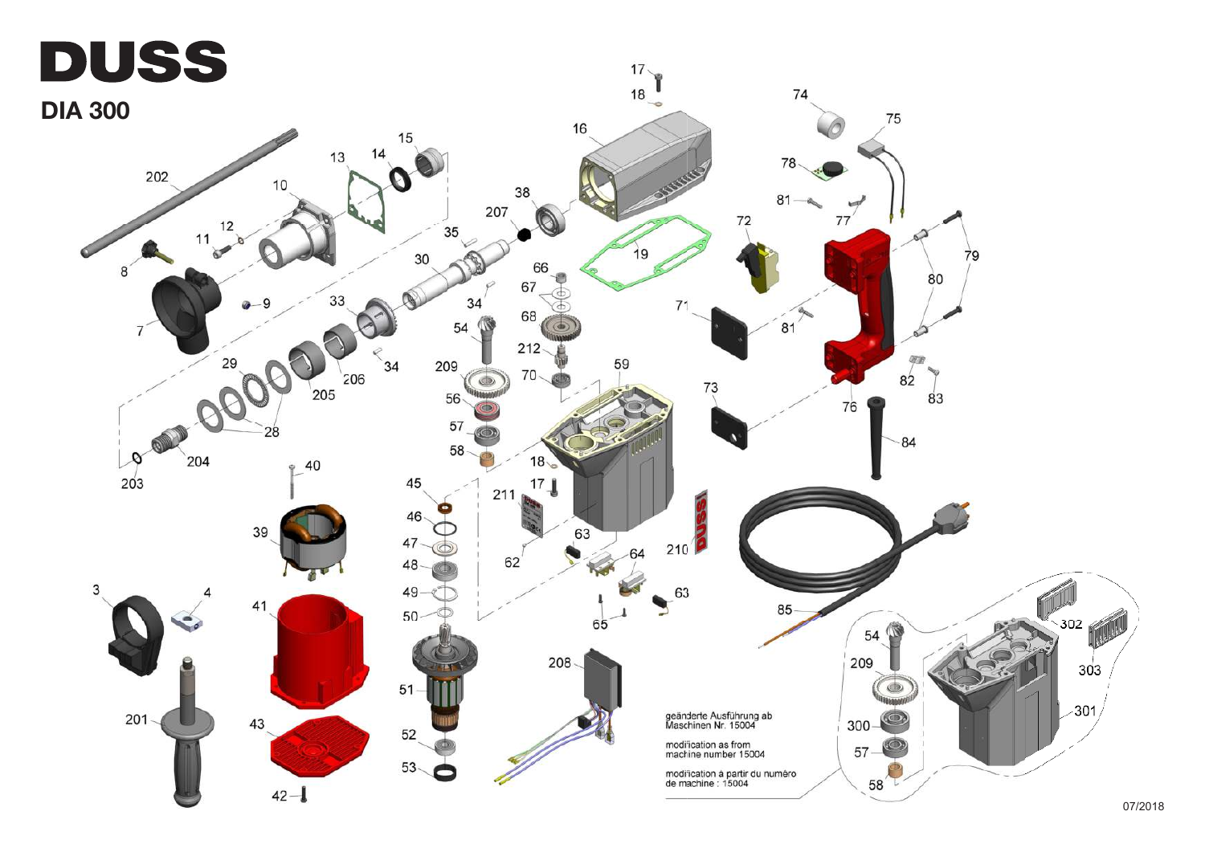# DUSS

## DIA 300

geänderte Ausführung ab Maschinen Nr. 15004

modification as from machine number 15004

modification à partir du numéro de machine : 15004

07/2018